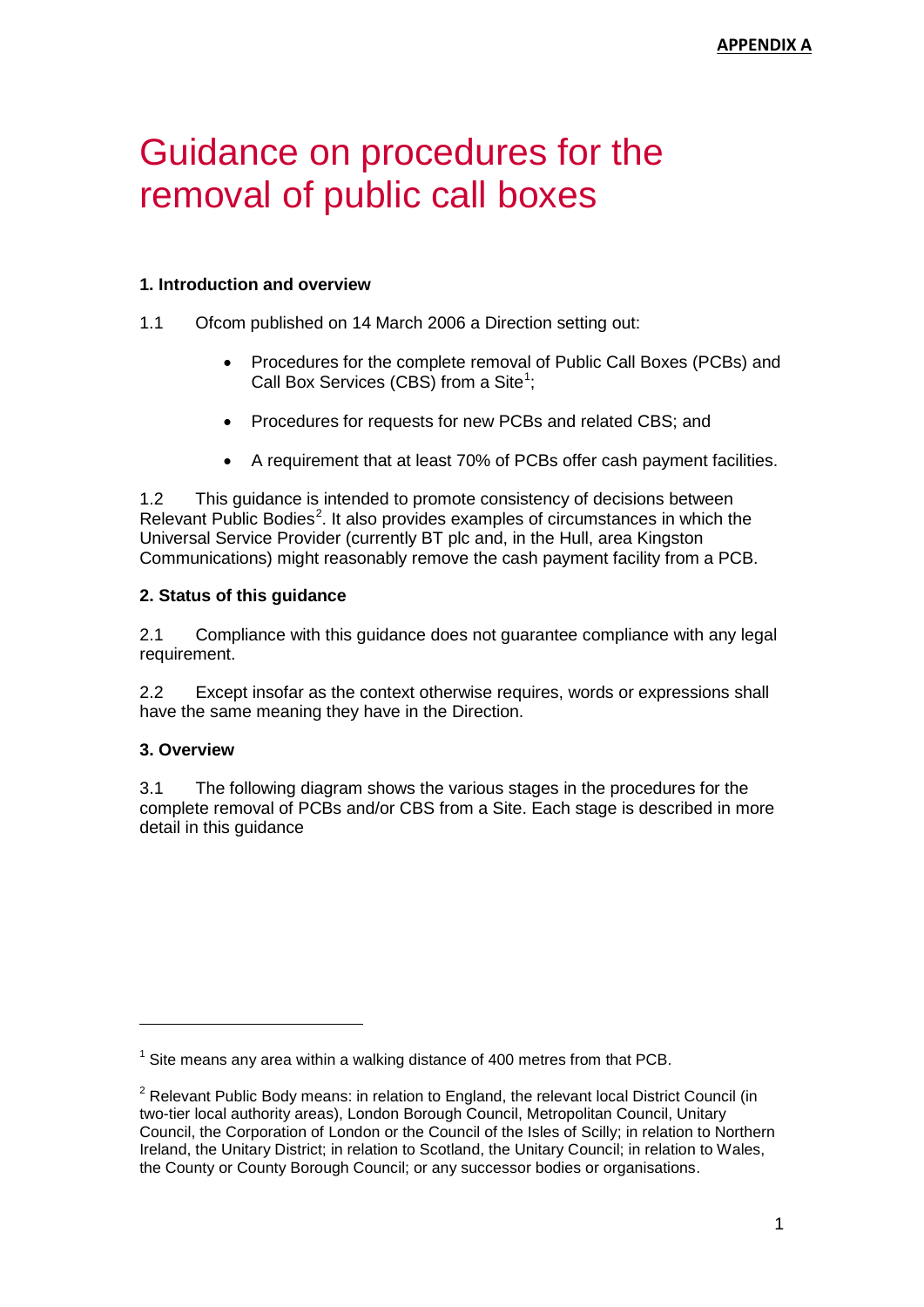**APPENDIX A**

# Guidance on procedures for the removal of public call boxes

### 1. Introduction and overview

1.1 Ofcom published on 14 March 2006 a Direction setting out:

- Procedures for the complete removal of Public Call Boxes (PCBs) and Call Box Services (CBS) from a Site[1];
- Procedures for requests for new PCBs and related CBS; and
- A requirement that at least 70% of PCBs offer cash payment facilities.

1.2 This guidance is intended to promote consistency of decisions between Relevant Public Bodies[2]. It also provides examples of circumstances in which the Universal Service Provider (currently BT plc and, in the Hull, area Kingston Communications) might reasonably remove the cash payment facility from a PCB.

### 2. Status of this guidance

2.1 Compliance with this guidance does not guarantee compliance with any legal requirement.

2.2 Except insofar as the context otherwise requires, words or expressions shall have the same meaning they have in the Direction.

### 3. Overview

3.1 The following diagram shows the various stages in the procedures for the complete removal of PCBs and/or CBS from a Site. Each stage is described in more detail in this guidance

---

[1] Site means any area within a walking distance of 400 metres from that PCB.

[2] Relevant Public Body means: in relation to England, the relevant local District Council (in two-tier local authority areas), London Borough Council, Metropolitan Council, Unitary Council, the Corporation of London or the Council of the Isles of Scilly; in relation to Northern Ireland, the Unitary District; in relation to Scotland, the Unitary Council; in relation to Wales, the County or County Borough Council; or any successor bodies or organisations.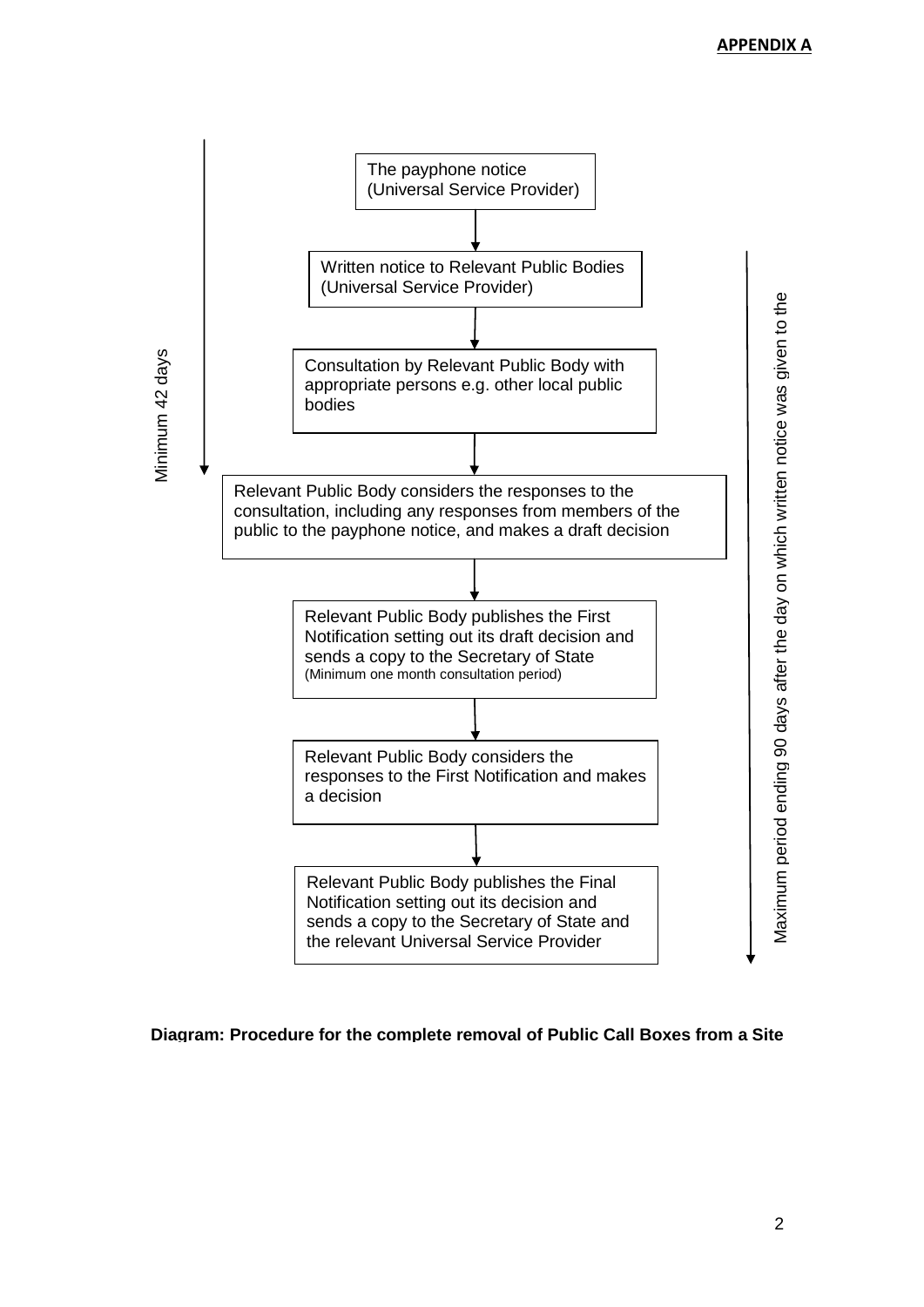**APPENDIX A**

The payphone notice
(Universal Service Provider)

↓

Written notice to Relevant Public Bodies
(Universal Service Provider)

↓

Consultation by Relevant Public Body with appropriate persons e.g. other local public bodies

↓

Relevant Public Body considers the responses to the consultation, including any responses from members of the public to the payphone notice, and makes a draft decision

↓

Relevant Public Body publishes the First Notification setting out its draft decision and sends a copy to the Secretary of State
(Minimum one month consultation period)

↓

Relevant Public Body considers the responses to the First Notification and makes a decision

↓

Relevant Public Body publishes the Final Notification setting out its decision and sends a copy to the Secretary of State and the relevant Universal Service Provider

Minimum 42 days (from the payphone notice to the Relevant Public Body's consideration of consultation responses and draft decision)

Maximum period ending 90 days after the day on which written notice was given to the (from the written notice to Relevant Public Bodies to the publication of the Final Notification)

**Diagram: Procedure for the complete removal of Public Call Boxes from a Site**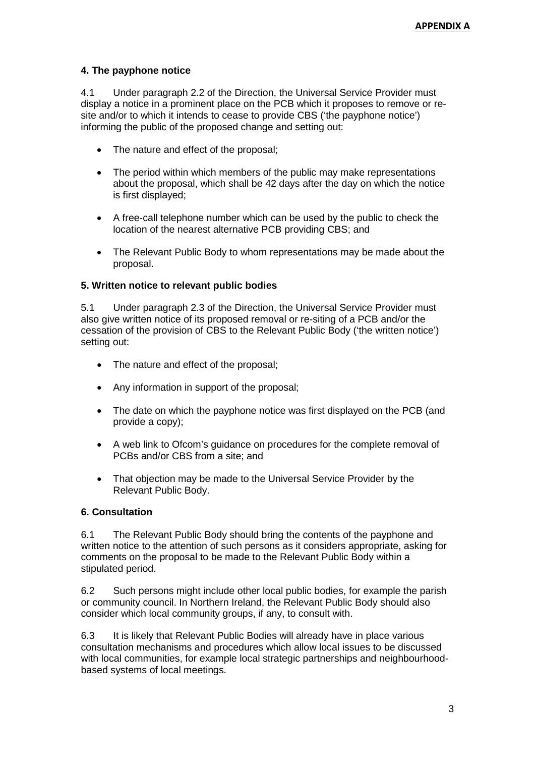**APPENDIX A**

### 4. The payphone notice

4.1 Under paragraph 2.2 of the Direction, the Universal Service Provider must display a notice in a prominent place on the PCB which it proposes to remove or re-site and/or to which it intends to cease to provide CBS ('the payphone notice') informing the public of the proposed change and setting out:

- The nature and effect of the proposal;
- The period within which members of the public may make representations about the proposal, which shall be 42 days after the day on which the notice is first displayed;
- A free-call telephone number which can be used by the public to check the location of the nearest alternative PCB providing CBS; and
- The Relevant Public Body to whom representations may be made about the proposal.

### 5. Written notice to relevant public bodies

5.1 Under paragraph 2.3 of the Direction, the Universal Service Provider must also give written notice of its proposed removal or re-siting of a PCB and/or the cessation of the provision of CBS to the Relevant Public Body ('the written notice') setting out:

- The nature and effect of the proposal;
- Any information in support of the proposal;
- The date on which the payphone notice was first displayed on the PCB (and provide a copy);
- A web link to Ofcom's guidance on procedures for the complete removal of PCBs and/or CBS from a site; and
- That objection may be made to the Universal Service Provider by the Relevant Public Body.

### 6. Consultation

6.1 The Relevant Public Body should bring the contents of the payphone and written notice to the attention of such persons as it considers appropriate, asking for comments on the proposal to be made to the Relevant Public Body within a stipulated period.

6.2 Such persons might include other local public bodies, for example the parish or community council. In Northern Ireland, the Relevant Public Body should also consider which local community groups, if any, to consult with.

6.3 It is likely that Relevant Public Bodies will already have in place various consultation mechanisms and procedures which allow local issues to be discussed with local communities, for example local strategic partnerships and neighbourhood-based systems of local meetings.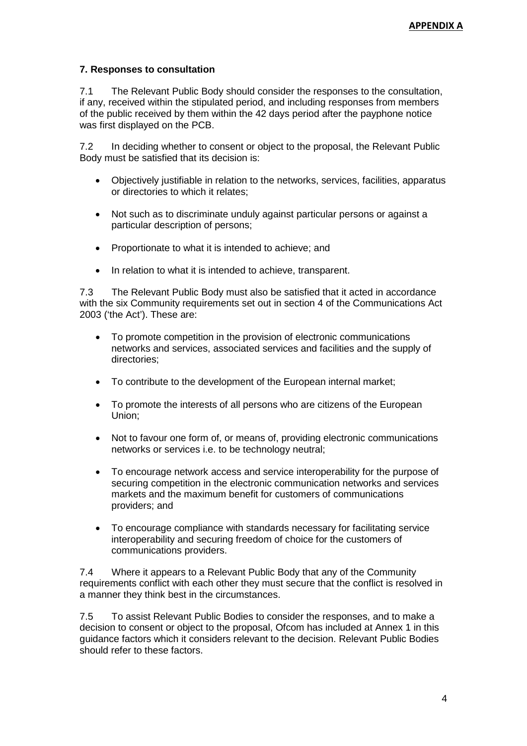**APPENDIX A**

### 7. Responses to consultation

7.1 The Relevant Public Body should consider the responses to the consultation, if any, received within the stipulated period, and including responses from members of the public received by them within the 42 days period after the payphone notice was first displayed on the PCB.

7.2 In deciding whether to consent or object to the proposal, the Relevant Public Body must be satisfied that its decision is:

- Objectively justifiable in relation to the networks, services, facilities, apparatus or directories to which it relates;
- Not such as to discriminate unduly against particular persons or against a particular description of persons;
- Proportionate to what it is intended to achieve; and
- In relation to what it is intended to achieve, transparent.

7.3 The Relevant Public Body must also be satisfied that it acted in accordance with the six Community requirements set out in section 4 of the Communications Act 2003 ('the Act'). These are:

- To promote competition in the provision of electronic communications networks and services, associated services and facilities and the supply of directories;
- To contribute to the development of the European internal market;
- To promote the interests of all persons who are citizens of the European Union;
- Not to favour one form of, or means of, providing electronic communications networks or services i.e. to be technology neutral;
- To encourage network access and service interoperability for the purpose of securing competition in the electronic communication networks and services markets and the maximum benefit for customers of communications providers; and
- To encourage compliance with standards necessary for facilitating service interoperability and securing freedom of choice for the customers of communications providers.

7.4 Where it appears to a Relevant Public Body that any of the Community requirements conflict with each other they must secure that the conflict is resolved in a manner they think best in the circumstances.

7.5 To assist Relevant Public Bodies to consider the responses, and to make a decision to consent or object to the proposal, Ofcom has included at Annex 1 in this guidance factors which it considers relevant to the decision. Relevant Public Bodies should refer to these factors.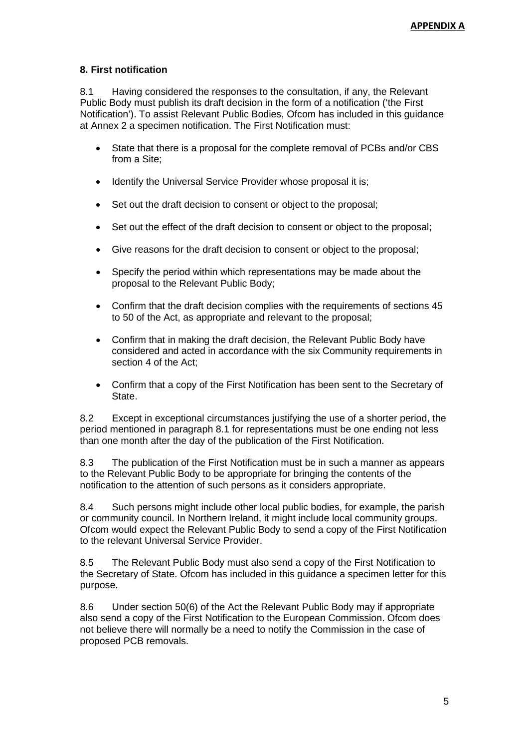**APPENDIX A**

### 8. First notification

8.1 Having considered the responses to the consultation, if any, the Relevant Public Body must publish its draft decision in the form of a notification ('the First Notification'). To assist Relevant Public Bodies, Ofcom has included in this guidance at Annex 2 a specimen notification. The First Notification must:

- State that there is a proposal for the complete removal of PCBs and/or CBS from a Site;
- Identify the Universal Service Provider whose proposal it is;
- Set out the draft decision to consent or object to the proposal;
- Set out the effect of the draft decision to consent or object to the proposal;
- Give reasons for the draft decision to consent or object to the proposal;
- Specify the period within which representations may be made about the proposal to the Relevant Public Body;
- Confirm that the draft decision complies with the requirements of sections 45 to 50 of the Act, as appropriate and relevant to the proposal;
- Confirm that in making the draft decision, the Relevant Public Body have considered and acted in accordance with the six Community requirements in section 4 of the Act;
- Confirm that a copy of the First Notification has been sent to the Secretary of State.

8.2 Except in exceptional circumstances justifying the use of a shorter period, the period mentioned in paragraph 8.1 for representations must be one ending not less than one month after the day of the publication of the First Notification.

8.3 The publication of the First Notification must be in such a manner as appears to the Relevant Public Body to be appropriate for bringing the contents of the notification to the attention of such persons as it considers appropriate.

8.4 Such persons might include other local public bodies, for example, the parish or community council. In Northern Ireland, it might include local community groups. Ofcom would expect the Relevant Public Body to send a copy of the First Notification to the relevant Universal Service Provider.

8.5 The Relevant Public Body must also send a copy of the First Notification to the Secretary of State. Ofcom has included in this guidance a specimen letter for this purpose.

8.6 Under section 50(6) of the Act the Relevant Public Body may if appropriate also send a copy of the First Notification to the European Commission. Ofcom does not believe there will normally be a need to notify the Commission in the case of proposed PCB removals.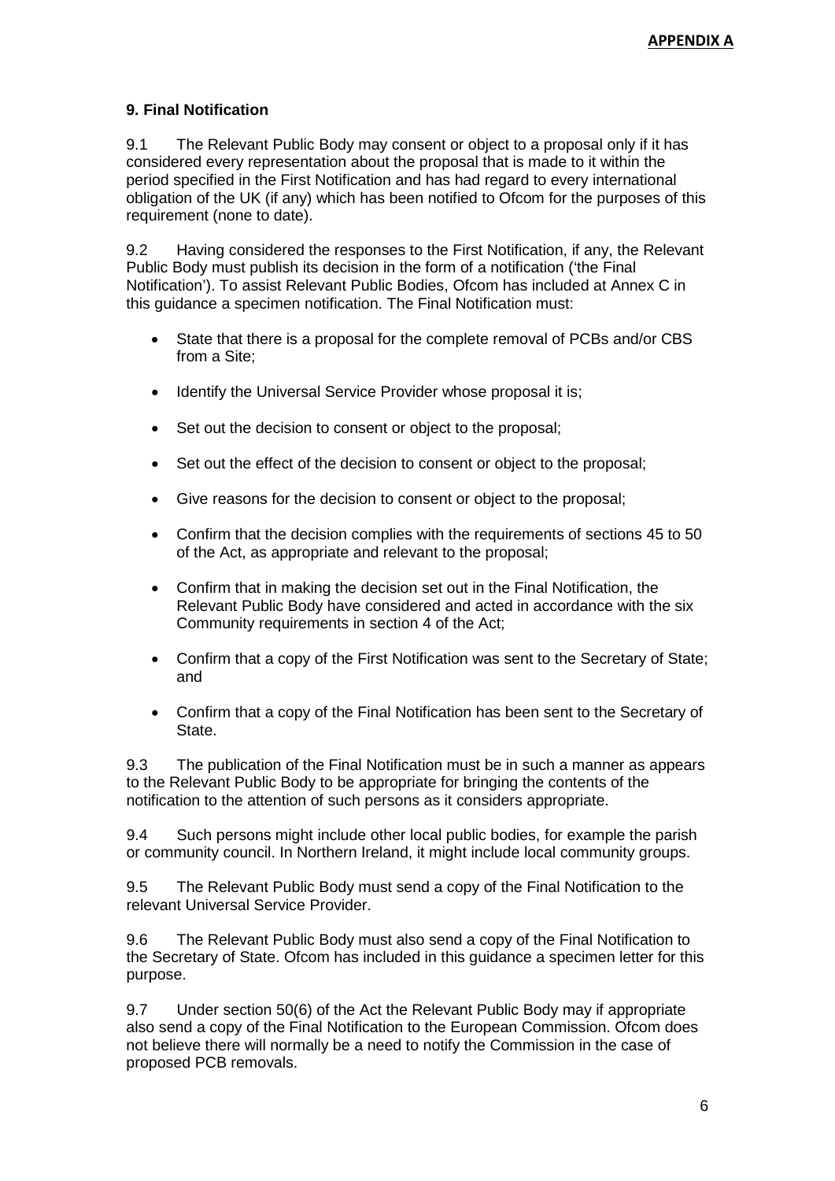**APPENDIX A**

### 9. Final Notification

9.1 The Relevant Public Body may consent or object to a proposal only if it has considered every representation about the proposal that is made to it within the period specified in the First Notification and has had regard to every international obligation of the UK (if any) which has been notified to Ofcom for the purposes of this requirement (none to date).

9.2 Having considered the responses to the First Notification, if any, the Relevant Public Body must publish its decision in the form of a notification ('the Final Notification'). To assist Relevant Public Bodies, Ofcom has included at Annex C in this guidance a specimen notification. The Final Notification must:

- State that there is a proposal for the complete removal of PCBs and/or CBS from a Site;
- Identify the Universal Service Provider whose proposal it is;
- Set out the decision to consent or object to the proposal;
- Set out the effect of the decision to consent or object to the proposal;
- Give reasons for the decision to consent or object to the proposal;
- Confirm that the decision complies with the requirements of sections 45 to 50 of the Act, as appropriate and relevant to the proposal;
- Confirm that in making the decision set out in the Final Notification, the Relevant Public Body have considered and acted in accordance with the six Community requirements in section 4 of the Act;
- Confirm that a copy of the First Notification was sent to the Secretary of State; and
- Confirm that a copy of the Final Notification has been sent to the Secretary of State.

9.3 The publication of the Final Notification must be in such a manner as appears to the Relevant Public Body to be appropriate for bringing the contents of the notification to the attention of such persons as it considers appropriate.

9.4 Such persons might include other local public bodies, for example the parish or community council. In Northern Ireland, it might include local community groups.

9.5 The Relevant Public Body must send a copy of the Final Notification to the relevant Universal Service Provider.

9.6 The Relevant Public Body must also send a copy of the Final Notification to the Secretary of State. Ofcom has included in this guidance a specimen letter for this purpose.

9.7 Under section 50(6) of the Act the Relevant Public Body may if appropriate also send a copy of the Final Notification to the European Commission. Ofcom does not believe there will normally be a need to notify the Commission in the case of proposed PCB removals.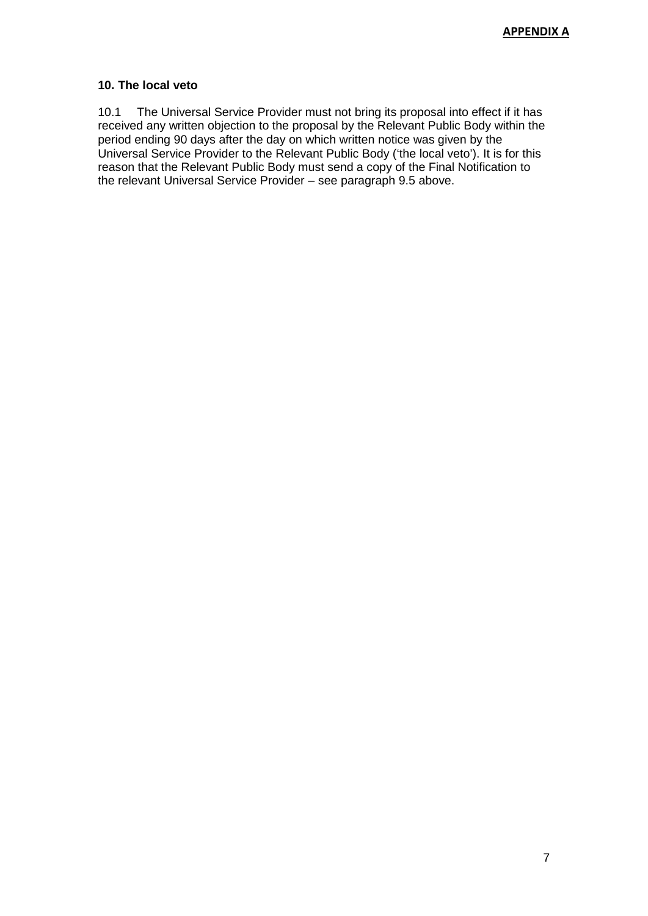**APPENDIX A**

### 10. The local veto

10.1 The Universal Service Provider must not bring its proposal into effect if it has received any written objection to the proposal by the Relevant Public Body within the period ending 90 days after the day on which written notice was given by the Universal Service Provider to the Relevant Public Body ('the local veto'). It is for this reason that the Relevant Public Body must send a copy of the Final Notification to the relevant Universal Service Provider – see paragraph 9.5 above.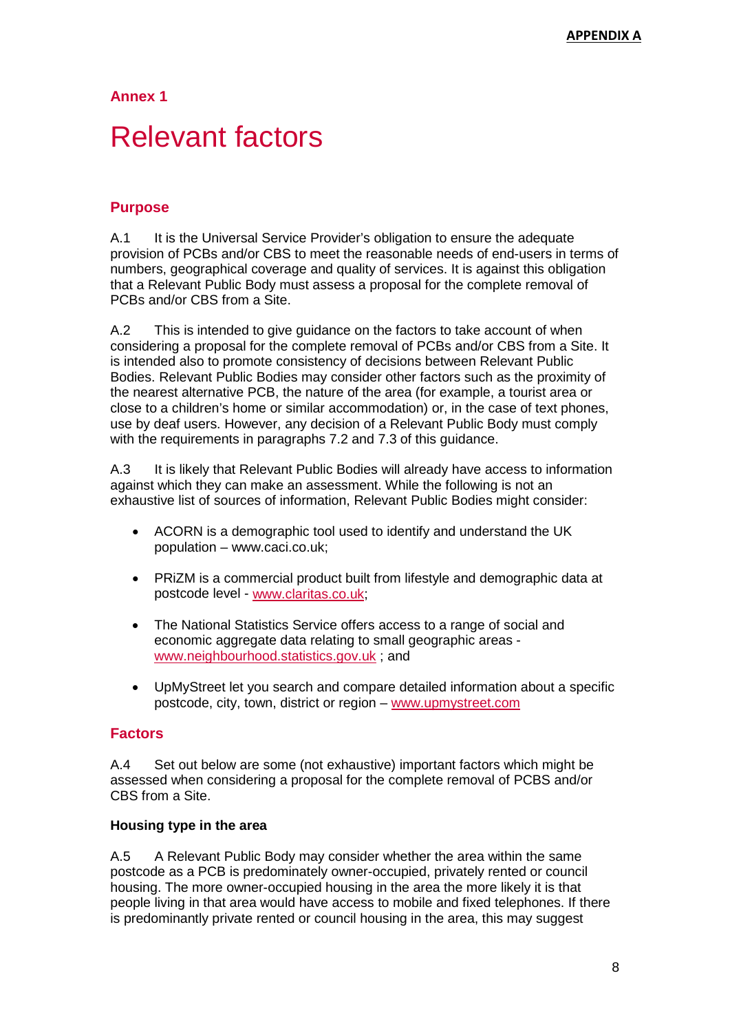## Annex 1

# Relevant factors

### Purpose

A.1 It is the Universal Service Provider's obligation to ensure the adequate provision of PCBs and/or CBS to meet the reasonable needs of end-users in terms of numbers, geographical coverage and quality of services. It is against this obligation that a Relevant Public Body must assess a proposal for the complete removal of PCBs and/or CBS from a Site.

A.2 This is intended to give guidance on the factors to take account of when considering a proposal for the complete removal of PCBs and/or CBS from a Site. It is intended also to promote consistency of decisions between Relevant Public Bodies. Relevant Public Bodies may consider other factors such as the proximity of the nearest alternative PCB, the nature of the area (for example, a tourist area or close to a children's home or similar accommodation) or, in the case of text phones, use by deaf users. However, any decision of a Relevant Public Body must comply with the requirements in paragraphs 7.2 and 7.3 of this guidance.

A.3 It is likely that Relevant Public Bodies will already have access to information against which they can make an assessment. While the following is not an exhaustive list of sources of information, Relevant Public Bodies might consider:

- ACORN is a demographic tool used to identify and understand the UK population – www.caci.co.uk;
- PRiZM is a commercial product built from lifestyle and demographic data at postcode level - www.claritas.co.uk;
- The National Statistics Service offers access to a range of social and economic aggregate data relating to small geographic areas - www.neighbourhood.statistics.gov.uk ; and
- UpMyStreet let you search and compare detailed information about a specific postcode, city, town, district or region – www.upmystreet.com

### Factors

A.4 Set out below are some (not exhaustive) important factors which might be assessed when considering a proposal for the complete removal of PCBS and/or CBS from a Site.

**Housing type in the area**

A.5 A Relevant Public Body may consider whether the area within the same postcode as a PCB is predominately owner-occupied, privately rented or council housing. The more owner-occupied housing in the area the more likely it is that people living in that area would have access to mobile and fixed telephones. If there is predominantly private rented or council housing in the area, this may suggest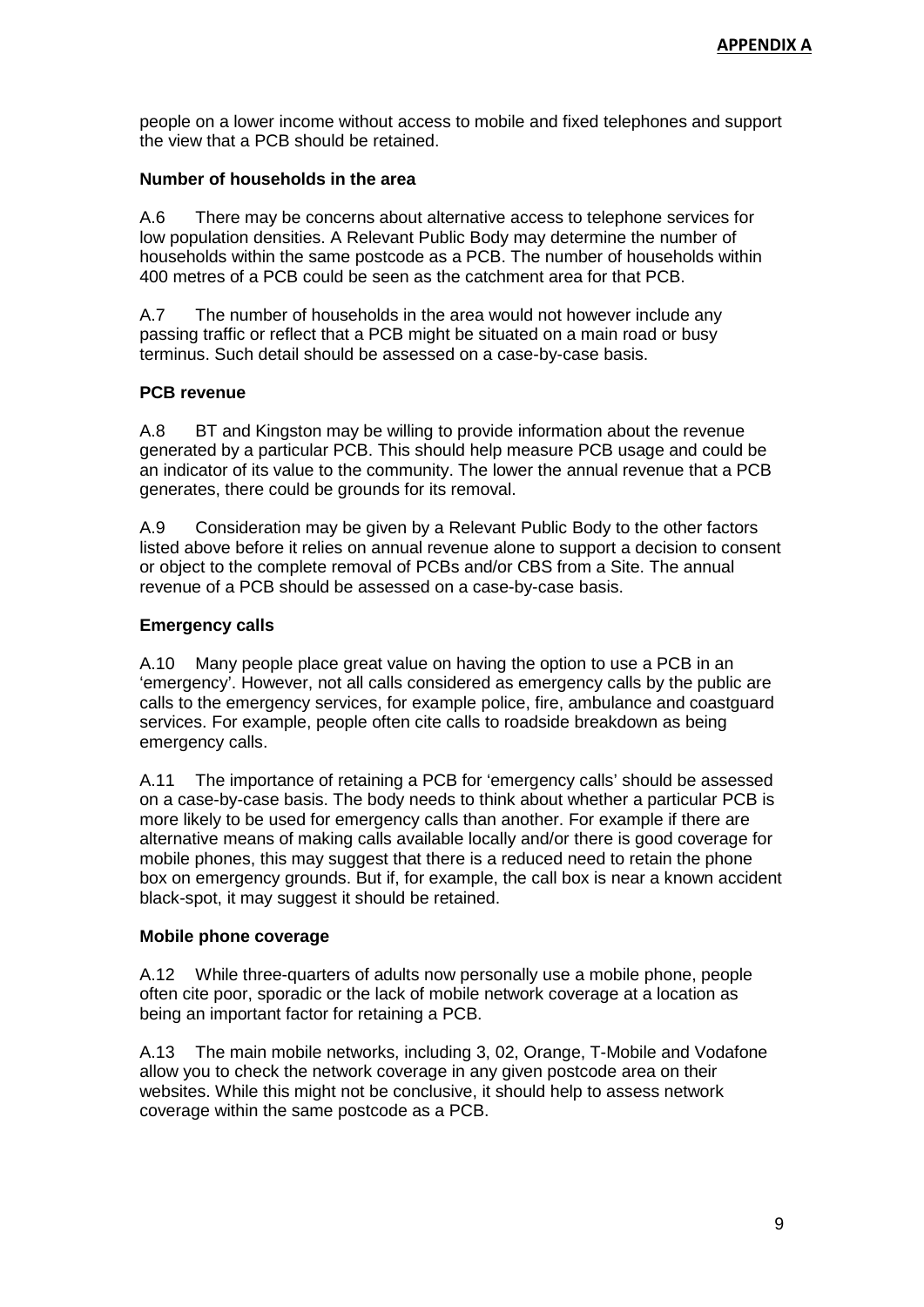people on a lower income without access to mobile and fixed telephones and support the view that a PCB should be retained.

**Number of households in the area**

A.6 There may be concerns about alternative access to telephone services for low population densities. A Relevant Public Body may determine the number of households within the same postcode as a PCB. The number of households within 400 metres of a PCB could be seen as the catchment area for that PCB.

A.7 The number of households in the area would not however include any passing traffic or reflect that a PCB might be situated on a main road or busy terminus. Such detail should be assessed on a case-by-case basis.

**PCB revenue**

A.8 BT and Kingston may be willing to provide information about the revenue generated by a particular PCB. This should help measure PCB usage and could be an indicator of its value to the community. The lower the annual revenue that a PCB generates, there could be grounds for its removal.

A.9 Consideration may be given by a Relevant Public Body to the other factors listed above before it relies on annual revenue alone to support a decision to consent or object to the complete removal of PCBs and/or CBS from a Site. The annual revenue of a PCB should be assessed on a case-by-case basis.

**Emergency calls**

A.10 Many people place great value on having the option to use a PCB in an 'emergency'. However, not all calls considered as emergency calls by the public are calls to the emergency services, for example police, fire, ambulance and coastguard services. For example, people often cite calls to roadside breakdown as being emergency calls.

A.11 The importance of retaining a PCB for 'emergency calls' should be assessed on a case-by-case basis. The body needs to think about whether a particular PCB is more likely to be used for emergency calls than another. For example if there are alternative means of making calls available locally and/or there is good coverage for mobile phones, this may suggest that there is a reduced need to retain the phone box on emergency grounds. But if, for example, the call box is near a known accident black-spot, it may suggest it should be retained.

**Mobile phone coverage**

A.12 While three-quarters of adults now personally use a mobile phone, people often cite poor, sporadic or the lack of mobile network coverage at a location as being an important factor for retaining a PCB.

A.13 The main mobile networks, including 3, 02, Orange, T-Mobile and Vodafone allow you to check the network coverage in any given postcode area on their websites. While this might not be conclusive, it should help to assess network coverage within the same postcode as a PCB.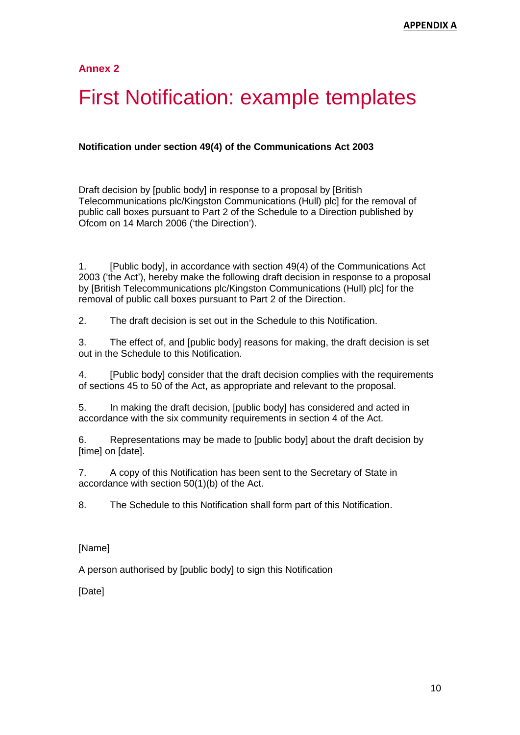**APPENDIX A**

## Annex 2

# First Notification: example templates

**Notification under section 49(4) of the Communications Act 2003**

Draft decision by [public body] in response to a proposal by [British Telecommunications plc/Kingston Communications (Hull) plc] for the removal of public call boxes pursuant to Part 2 of the Schedule to a Direction published by Ofcom on 14 March 2006 ('the Direction').

1. [Public body], in accordance with section 49(4) of the Communications Act 2003 ('the Act'), hereby make the following draft decision in response to a proposal by [British Telecommunications plc/Kingston Communications (Hull) plc] for the removal of public call boxes pursuant to Part 2 of the Direction.

2. The draft decision is set out in the Schedule to this Notification.

3. The effect of, and [public body] reasons for making, the draft decision is set out in the Schedule to this Notification.

4. [Public body] consider that the draft decision complies with the requirements of sections 45 to 50 of the Act, as appropriate and relevant to the proposal.

5. In making the draft decision, [public body] has considered and acted in accordance with the six community requirements in section 4 of the Act.

6. Representations may be made to [public body] about the draft decision by [time] on [date].

7. A copy of this Notification has been sent to the Secretary of State in accordance with section 50(1)(b) of the Act.

8. The Schedule to this Notification shall form part of this Notification.

[Name]

A person authorised by [public body] to sign this Notification

[Date]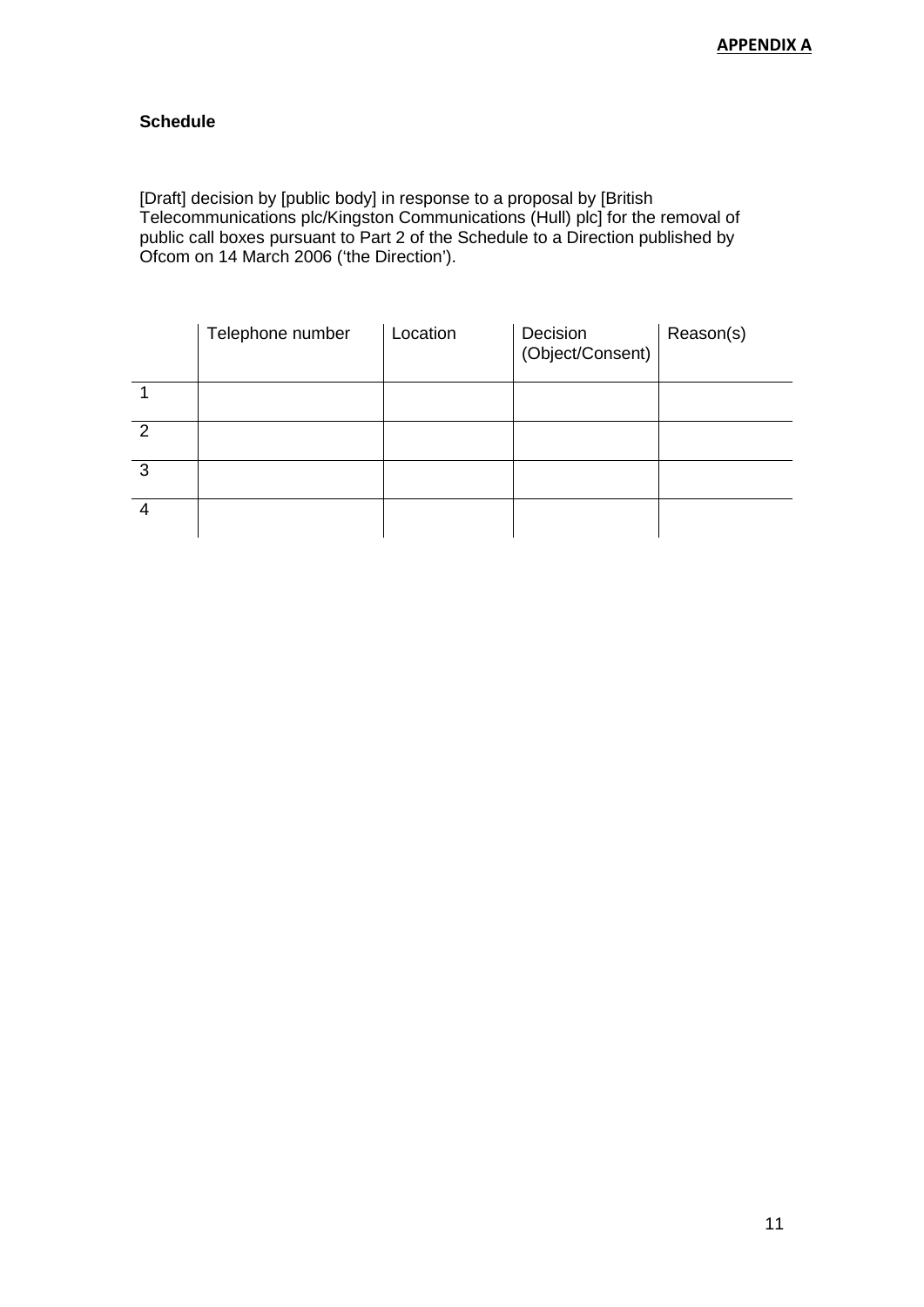**APPENDIX A**

**Schedule**

[Draft] decision by [public body] in response to a proposal by [British Telecommunications plc/Kingston Communications (Hull) plc] for the removal of public call boxes pursuant to Part 2 of the Schedule to a Direction published by Ofcom on 14 March 2006 ('the Direction').

| | Telephone number | Location | Decision (Object/Consent) | Reason(s) |
|---|---|---|---|---|
| 1 | | | | |
| 2 | | | | |
| 3 | | | | |
| 4 | | | | |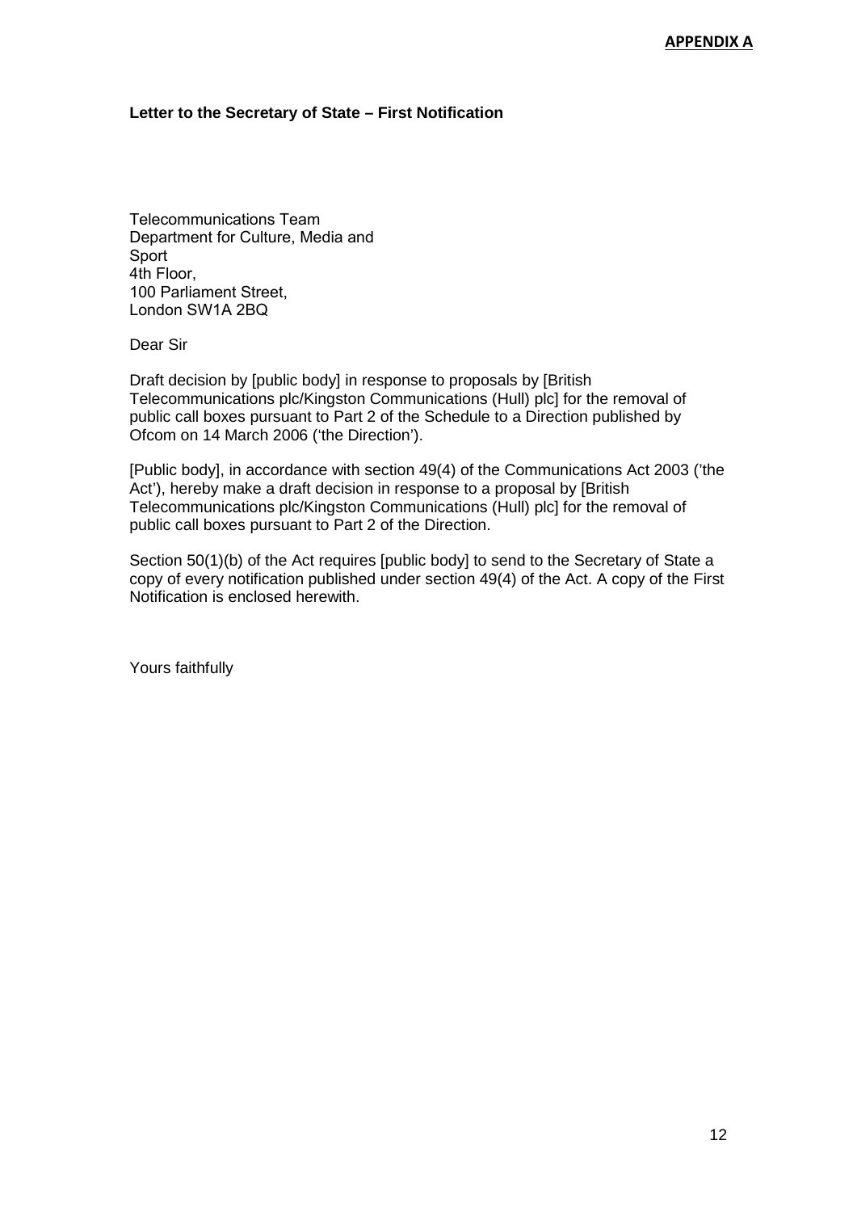**APPENDIX A**

**Letter to the Secretary of State – First Notification**

Telecommunications Team
Department for Culture, Media and Sport
4th Floor,
100 Parliament Street,
London SW1A 2BQ

Dear Sir

Draft decision by [public body] in response to proposals by [British Telecommunications plc/Kingston Communications (Hull) plc] for the removal of public call boxes pursuant to Part 2 of the Schedule to a Direction published by Ofcom on 14 March 2006 ('the Direction').

[Public body], in accordance with section 49(4) of the Communications Act 2003 ('the Act'), hereby make a draft decision in response to a proposal by [British Telecommunications plc/Kingston Communications (Hull) plc] for the removal of public call boxes pursuant to Part 2 of the Direction.

Section 50(1)(b) of the Act requires [public body] to send to the Secretary of State a copy of every notification published under section 49(4) of the Act. A copy of the First Notification is enclosed herewith.

Yours faithfully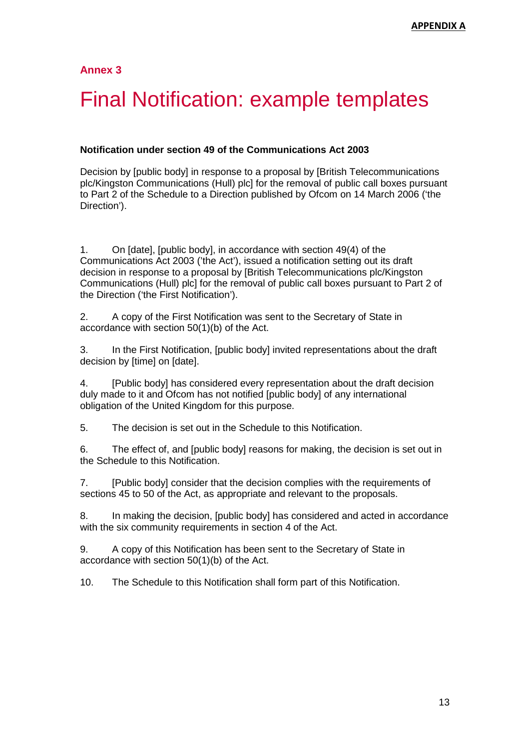**APPENDIX A**

**Annex 3**

# Final Notification: example templates

**Notification under section 49 of the Communications Act 2003**

Decision by [public body] in response to a proposal by [British Telecommunications plc/Kingston Communications (Hull) plc] for the removal of public call boxes pursuant to Part 2 of the Schedule to a Direction published by Ofcom on 14 March 2006 ('the Direction').

1. On [date], [public body], in accordance with section 49(4) of the Communications Act 2003 ('the Act'), issued a notification setting out its draft decision in response to a proposal by [British Telecommunications plc/Kingston Communications (Hull) plc] for the removal of public call boxes pursuant to Part 2 of the Direction ('the First Notification').

2. A copy of the First Notification was sent to the Secretary of State in accordance with section 50(1)(b) of the Act.

3. In the First Notification, [public body] invited representations about the draft decision by [time] on [date].

4. [Public body] has considered every representation about the draft decision duly made to it and Ofcom has not notified [public body] of any international obligation of the United Kingdom for this purpose.

5. The decision is set out in the Schedule to this Notification.

6. The effect of, and [public body] reasons for making, the decision is set out in the Schedule to this Notification.

7. [Public body] consider that the decision complies with the requirements of sections 45 to 50 of the Act, as appropriate and relevant to the proposals.

8. In making the decision, [public body] has considered and acted in accordance with the six community requirements in section 4 of the Act.

9. A copy of this Notification has been sent to the Secretary of State in accordance with section 50(1)(b) of the Act.

10. The Schedule to this Notification shall form part of this Notification.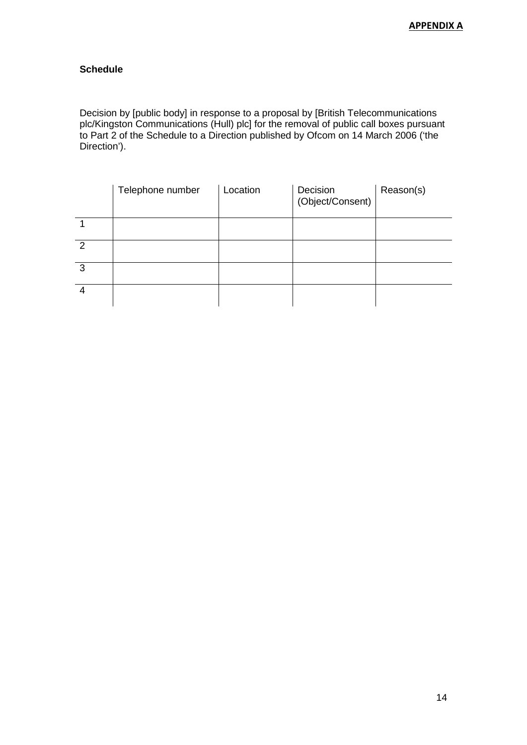**APPENDIX A**

**Schedule**

Decision by [public body] in response to a proposal by [British Telecommunications plc/Kingston Communications (Hull) plc] for the removal of public call boxes pursuant to Part 2 of the Schedule to a Direction published by Ofcom on 14 March 2006 ('the Direction').

| | Telephone number | Location | Decision (Object/Consent) | Reason(s) |
|---|---|---|---|---|
| 1 | | | | |
| 2 | | | | |
| 3 | | | | |
| 4 | | | | |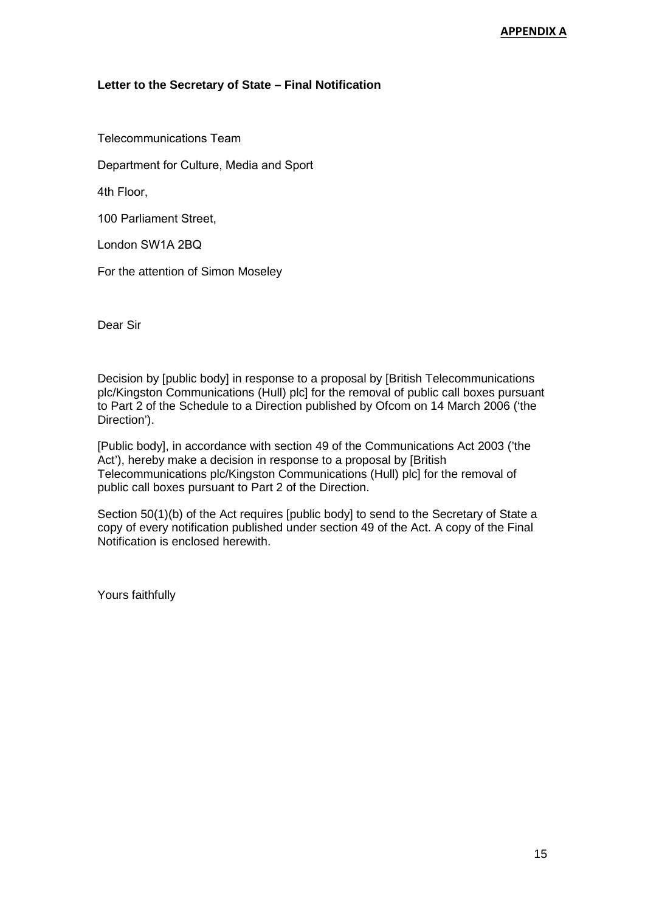**APPENDIX A**

**Letter to the Secretary of State – Final Notification**

Telecommunications Team

Department for Culture, Media and Sport

4th Floor,

100 Parliament Street,

London SW1A 2BQ

For the attention of Simon Moseley

Dear Sir

Decision by [public body] in response to a proposal by [British Telecommunications plc/Kingston Communications (Hull) plc] for the removal of public call boxes pursuant to Part 2 of the Schedule to a Direction published by Ofcom on 14 March 2006 ('the Direction').

[Public body], in accordance with section 49 of the Communications Act 2003 ('the Act'), hereby make a decision in response to a proposal by [British Telecommunications plc/Kingston Communications (Hull) plc] for the removal of public call boxes pursuant to Part 2 of the Direction.

Section 50(1)(b) of the Act requires [public body] to send to the Secretary of State a copy of every notification published under section 49 of the Act. A copy of the Final Notification is enclosed herewith.

Yours faithfully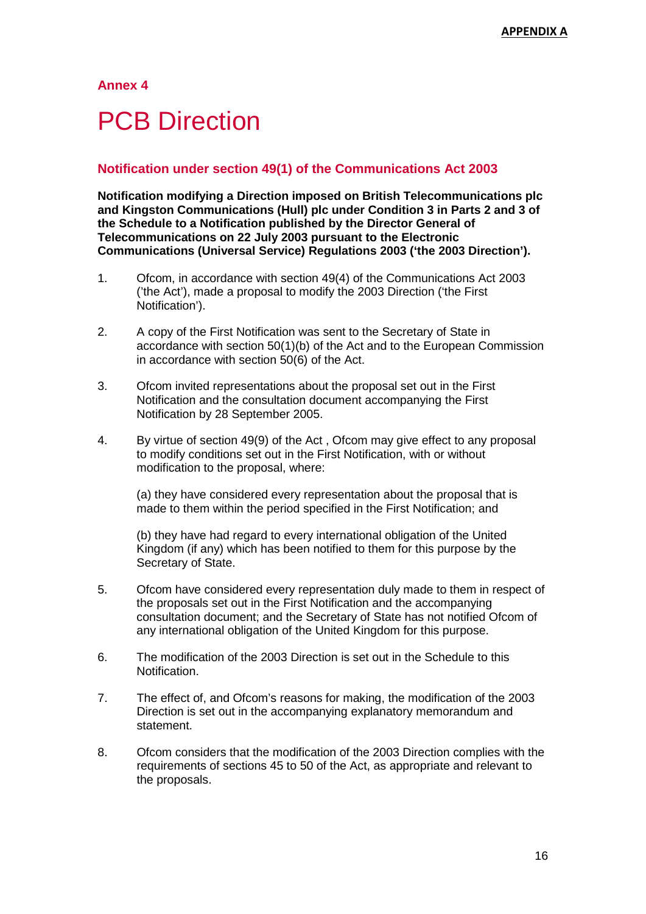**APPENDIX A**

## Annex 4

# PCB Direction

### Notification under section 49(1) of the Communications Act 2003

**Notification modifying a Direction imposed on British Telecommunications plc and Kingston Communications (Hull) plc under Condition 3 in Parts 2 and 3 of the Schedule to a Notification published by the Director General of Telecommunications on 22 July 2003 pursuant to the Electronic Communications (Universal Service) Regulations 2003 ('the 2003 Direction').**

1. Ofcom, in accordance with section 49(4) of the Communications Act 2003 ('the Act'), made a proposal to modify the 2003 Direction ('the First Notification').

2. A copy of the First Notification was sent to the Secretary of State in accordance with section 50(1)(b) of the Act and to the European Commission in accordance with section 50(6) of the Act.

3. Ofcom invited representations about the proposal set out in the First Notification and the consultation document accompanying the First Notification by 28 September 2005.

4. By virtue of section 49(9) of the Act , Ofcom may give effect to any proposal to modify conditions set out in the First Notification, with or without modification to the proposal, where:

   (a) they have considered every representation about the proposal that is made to them within the period specified in the First Notification; and

   (b) they have had regard to every international obligation of the United Kingdom (if any) which has been notified to them for this purpose by the Secretary of State.

5. Ofcom have considered every representation duly made to them in respect of the proposals set out in the First Notification and the accompanying consultation document; and the Secretary of State has not notified Ofcom of any international obligation of the United Kingdom for this purpose.

6. The modification of the 2003 Direction is set out in the Schedule to this Notification.

7. The effect of, and Ofcom's reasons for making, the modification of the 2003 Direction is set out in the accompanying explanatory memorandum and statement.

8. Ofcom considers that the modification of the 2003 Direction complies with the requirements of sections 45 to 50 of the Act, as appropriate and relevant to the proposals.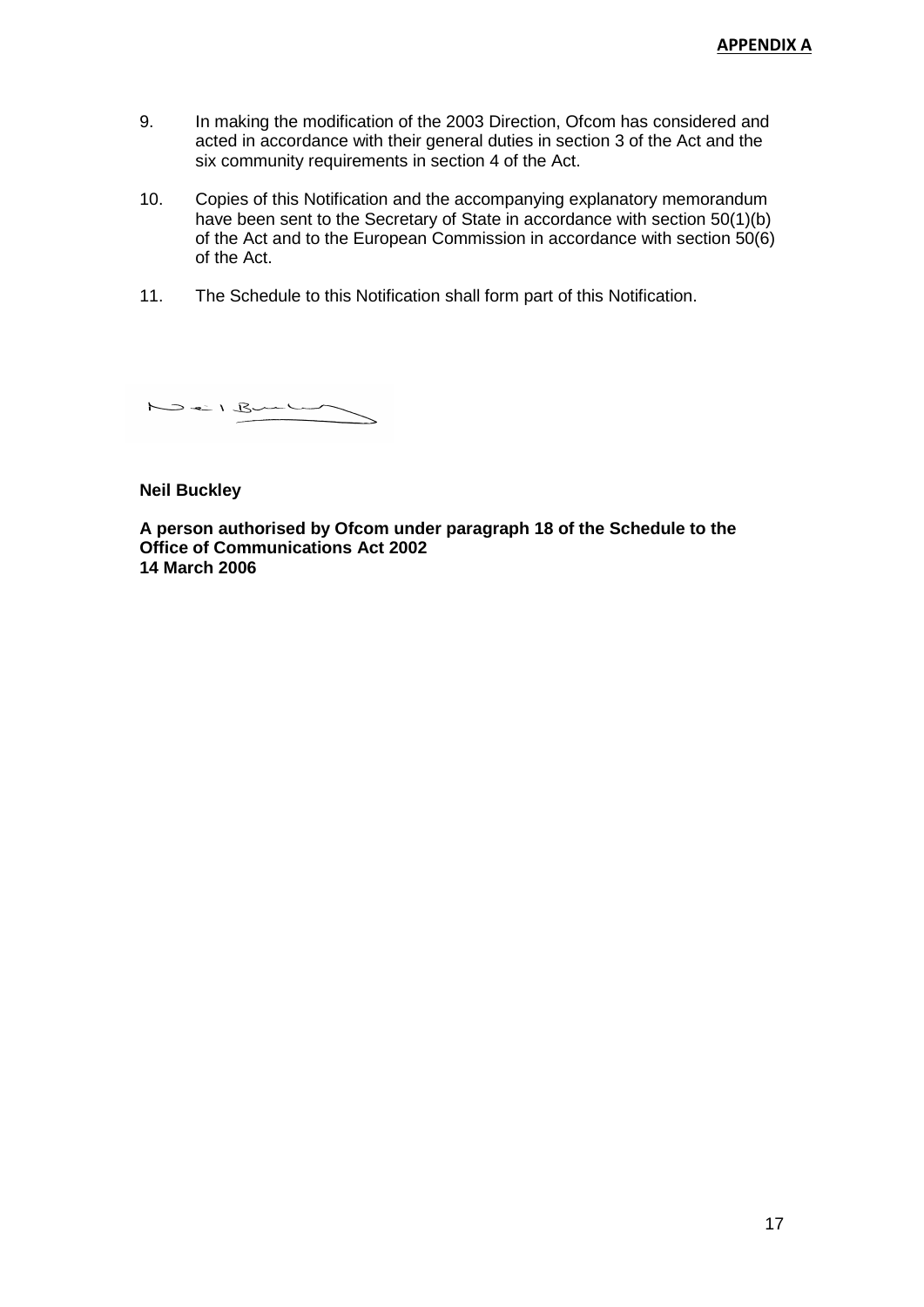**APPENDIX A**

9. In making the modification of the 2003 Direction, Ofcom has considered and acted in accordance with their general duties in section 3 of the Act and the six community requirements in section 4 of the Act.

10. Copies of this Notification and the accompanying explanatory memorandum have been sent to the Secretary of State in accordance with section 50(1)(b) of the Act and to the European Commission in accordance with section 50(6) of the Act.

11. The Schedule to this Notification shall form part of this Notification.

**Neil Buckley**

**A person authorised by Ofcom under paragraph 18 of the Schedule to the Office of Communications Act 2002**
**14 March 2006**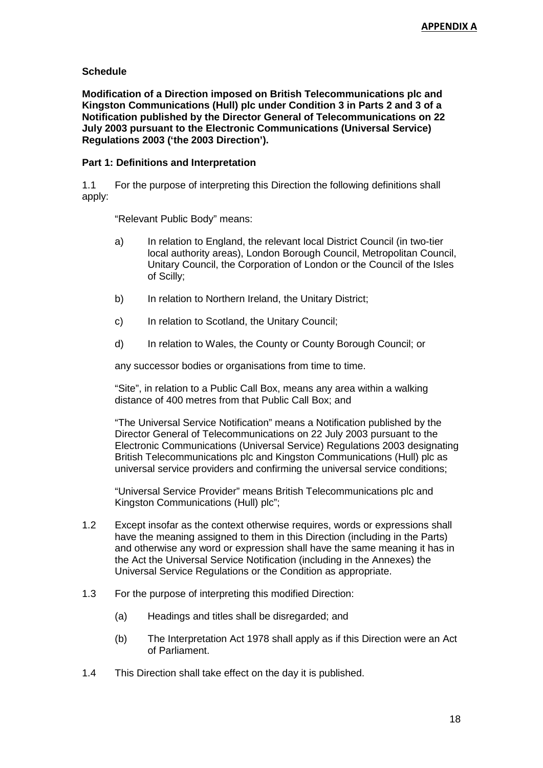**APPENDIX A**

**Schedule**

**Modification of a Direction imposed on British Telecommunications plc and Kingston Communications (Hull) plc under Condition 3 in Parts 2 and 3 of a Notification published by the Director General of Telecommunications on 22 July 2003 pursuant to the Electronic Communications (Universal Service) Regulations 2003 ('the 2003 Direction').**

**Part 1: Definitions and Interpretation**

1.1 For the purpose of interpreting this Direction the following definitions shall apply:

"Relevant Public Body" means:

a) In relation to England, the relevant local District Council (in two-tier local authority areas), London Borough Council, Metropolitan Council, Unitary Council, the Corporation of London or the Council of the Isles of Scilly;

b) In relation to Northern Ireland, the Unitary District;

c) In relation to Scotland, the Unitary Council;

d) In relation to Wales, the County or County Borough Council; or

any successor bodies or organisations from time to time.

"Site", in relation to a Public Call Box, means any area within a walking distance of 400 metres from that Public Call Box; and

"The Universal Service Notification" means a Notification published by the Director General of Telecommunications on 22 July 2003 pursuant to the Electronic Communications (Universal Service) Regulations 2003 designating British Telecommunications plc and Kingston Communications (Hull) plc as universal service providers and confirming the universal service conditions;

"Universal Service Provider" means British Telecommunications plc and Kingston Communications (Hull) plc";

1.2 Except insofar as the context otherwise requires, words or expressions shall have the meaning assigned to them in this Direction (including in the Parts) and otherwise any word or expression shall have the same meaning it has in the Act the Universal Service Notification (including in the Annexes) the Universal Service Regulations or the Condition as appropriate.

1.3 For the purpose of interpreting this modified Direction:

(a) Headings and titles shall be disregarded; and

(b) The Interpretation Act 1978 shall apply as if this Direction were an Act of Parliament.

1.4 This Direction shall take effect on the day it is published.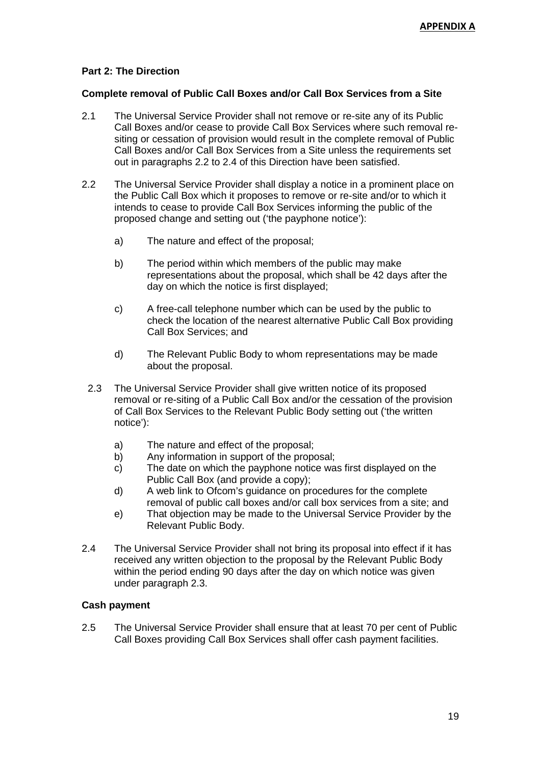**APPENDIX A**

## Part 2: The Direction

### Complete removal of Public Call Boxes and/or Call Box Services from a Site

2.1 The Universal Service Provider shall not remove or re-site any of its Public Call Boxes and/or cease to provide Call Box Services where such removal re-siting or cessation of provision would result in the complete removal of Public Call Boxes and/or Call Box Services from a Site unless the requirements set out in paragraphs 2.2 to 2.4 of this Direction have been satisfied.

2.2 The Universal Service Provider shall display a notice in a prominent place on the Public Call Box which it proposes to remove or re-site and/or to which it intends to cease to provide Call Box Services informing the public of the proposed change and setting out ('the payphone notice'):

a) The nature and effect of the proposal;

b) The period within which members of the public may make representations about the proposal, which shall be 42 days after the day on which the notice is first displayed;

c) A free-call telephone number which can be used by the public to check the location of the nearest alternative Public Call Box providing Call Box Services; and

d) The Relevant Public Body to whom representations may be made about the proposal.

2.3 The Universal Service Provider shall give written notice of its proposed removal or re-siting of a Public Call Box and/or the cessation of the provision of Call Box Services to the Relevant Public Body setting out ('the written notice'):

a) The nature and effect of the proposal;
b) Any information in support of the proposal;
c) The date on which the payphone notice was first displayed on the Public Call Box (and provide a copy);
d) A web link to Ofcom's guidance on procedures for the complete removal of public call boxes and/or call box services from a site; and
e) That objection may be made to the Universal Service Provider by the Relevant Public Body.

2.4 The Universal Service Provider shall not bring its proposal into effect if it has received any written objection to the proposal by the Relevant Public Body within the period ending 90 days after the day on which notice was given under paragraph 2.3.

### Cash payment

2.5 The Universal Service Provider shall ensure that at least 70 per cent of Public Call Boxes providing Call Box Services shall offer cash payment facilities.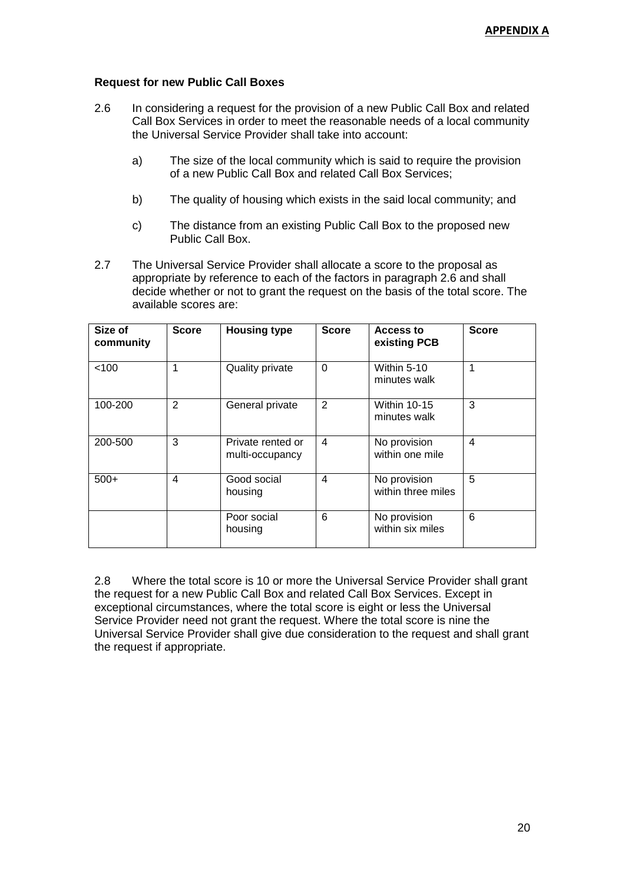**APPENDIX A**

### Request for new Public Call Boxes

2.6 In considering a request for the provision of a new Public Call Box and related Call Box Services in order to meet the reasonable needs of a local community the Universal Service Provider shall take into account:

a) The size of the local community which is said to require the provision of a new Public Call Box and related Call Box Services;

b) The quality of housing which exists in the said local community; and

c) The distance from an existing Public Call Box to the proposed new Public Call Box.

2.7 The Universal Service Provider shall allocate a score to the proposal as appropriate by reference to each of the factors in paragraph 2.6 and shall decide whether or not to grant the request on the basis of the total score. The available scores are:

| Size of community | Score | Housing type | Score | Access to existing PCB | Score |
|---|---|---|---|---|---|
| <100 | 1 | Quality private | 0 | Within 5-10 minutes walk | 1 |
| 100-200 | 2 | General private | 2 | Within 10-15 minutes walk | 3 |
| 200-500 | 3 | Private rented or multi-occupancy | 4 | No provision within one mile | 4 |
| 500+ | 4 | Good social housing | 4 | No provision within three miles | 5 |
| | | Poor social housing | 6 | No provision within six miles | 6 |

2.8 Where the total score is 10 or more the Universal Service Provider shall grant the request for a new Public Call Box and related Call Box Services. Except in exceptional circumstances, where the total score is eight or less the Universal Service Provider need not grant the request. Where the total score is nine the Universal Service Provider shall give due consideration to the request and shall grant the request if appropriate.